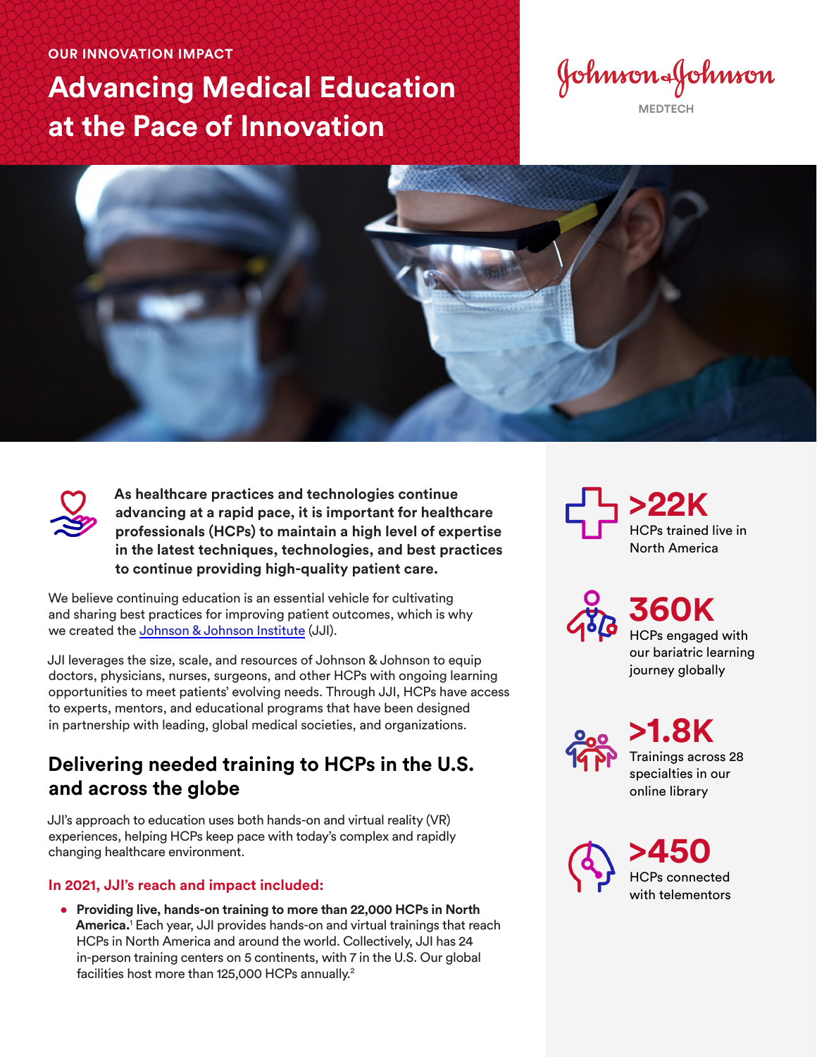OUR INNOVATION IMPACT

# Advancing Medical Education at the Pace of Innovation

Johnson & Johnson MEDTECH

**As healthcare practices and technologies continue advancing at a rapid pace, it is important for healthcare professionals (HCPs) to maintain a high level of expertise in the latest techniques, technologies, and best practices to continue providing high-quality patient care.**

We believe continuing education is an essential vehicle for cultivating and sharing best practices for improving patient outcomes, which is why we created the Johnson & Johnson Institute (JJI).

JJI leverages the size, scale, and resources of Johnson & Johnson to equip doctors, physicians, nurses, surgeons, and other HCPs with ongoing learning opportunities to meet patients' evolving needs. Through JJI, HCPs have access to experts, mentors, and educational programs that have been designed in partnership with leading, global medical societies, and organizations.

## Delivering needed training to HCPs in the U.S. and across the globe

JJI's approach to education uses both hands-on and virtual reality (VR) experiences, helping HCPs keep pace with today's complex and rapidly changing healthcare environment.

### In 2021, JJI's reach and impact included:

- **Providing live, hands-on training to more than 22,000 HCPs in North America.**[1] Each year, JJI provides hands-on and virtual trainings that reach HCPs in North America and around the world. Collectively, JJI has 24 in-person training centers on 5 continents, with 7 in the U.S. Our global facilities host more than 125,000 HCPs annually.[2]

**>22K**
HCPs trained live in North America

**360K**
HCPs engaged with our bariatric learning journey globally

**>1.8K**
Trainings across 28 specialties in our online library

**>450**
HCPs connected with telementors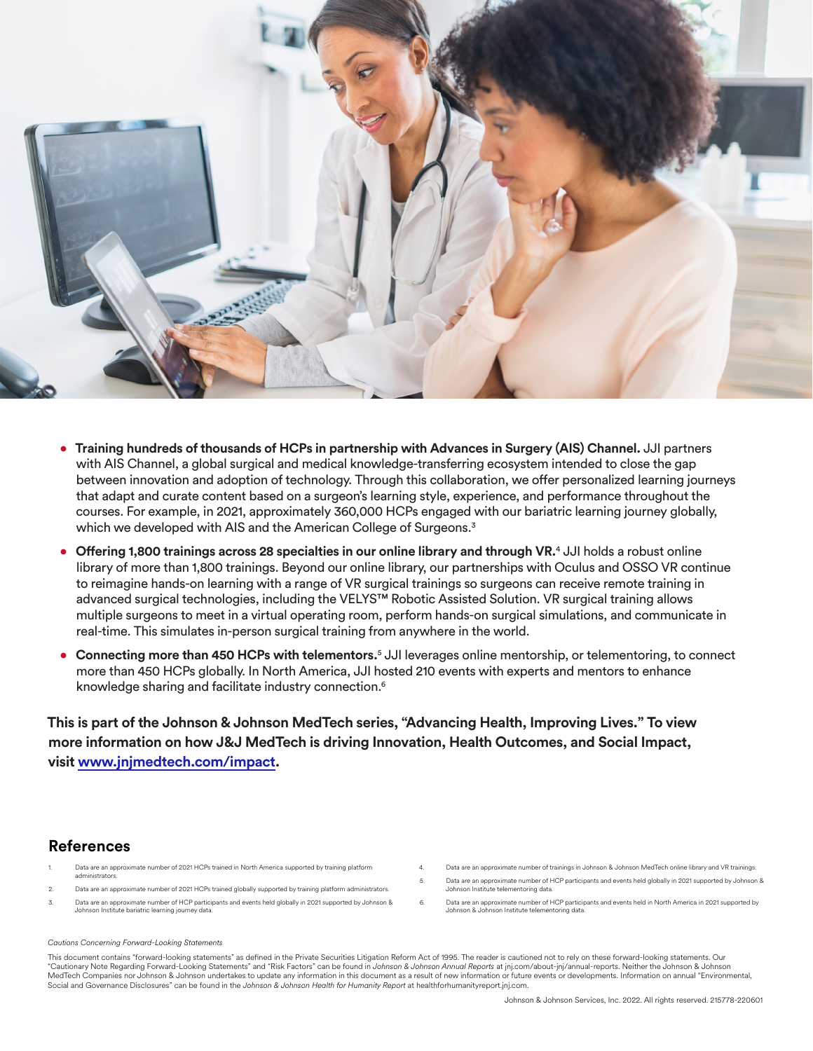- **Training hundreds of thousands of HCPs in partnership with Advances in Surgery (AIS) Channel.** JJI partners with AIS Channel, a global surgical and medical knowledge-transferring ecosystem intended to close the gap between innovation and adoption of technology. Through this collaboration, we offer personalized learning journeys that adapt and curate content based on a surgeon's learning style, experience, and performance throughout the courses. For example, in 2021, approximately 360,000 HCPs engaged with our bariatric learning journey globally, which we developed with AIS and the American College of Surgeons.[3]
- **Offering 1,800 trainings across 28 specialties in our online library and through VR.**[4] JJI holds a robust online library of more than 1,800 trainings. Beyond our online library, our partnerships with Oculus and OSSO VR continue to reimagine hands-on learning with a range of VR surgical trainings so surgeons can receive remote training in advanced surgical technologies, including the VELYS™ Robotic Assisted Solution. VR surgical training allows multiple surgeons to meet in a virtual operating room, perform hands-on surgical simulations, and communicate in real-time. This simulates in-person surgical training from anywhere in the world.
- **Connecting more than 450 HCPs with telementors.**[5] JJI leverages online mentorship, or telementoring, to connect more than 450 HCPs globally. In North America, JJI hosted 210 events with experts and mentors to enhance knowledge sharing and facilitate industry connection.[6]

**This is part of the Johnson & Johnson MedTech series, "Advancing Health, Improving Lives." To view more information on how J&J MedTech is driving Innovation, Health Outcomes, and Social Impact, visit [www.jnjmedtech.com/impact](www.jnjmedtech.com/impact).**

## References

1. Data are an approximate number of 2021 HCPs trained in North America supported by training platform administrators.
2. Data are an approximate number of 2021 HCPs trained globally supported by training platform administrators.
3. Data are an approximate number of HCP participants and events held globally in 2021 supported by Johnson & Johnson Institute bariatric learning journey data.
4. Data are an approximate number of trainings in Johnson & Johnson MedTech online library and VR trainings.
5. Data are an approximate number of HCP participants and events held globally in 2021 supported by Johnson & Johnson Institute telementoring data.
6. Data are an approximate number of HCP participants and events held in North America in 2021 supported by Johnson & Johnson Institute telementoring data.

*Cautions Concerning Forward-Looking Statements*

This document contains "forward-looking statements" as defined in the Private Securities Litigation Reform Act of 1995. The reader is cautioned not to rely on these forward-looking statements. Our "Cautionary Note Regarding Forward-Looking Statements" and "Risk Factors" can be found in *Johnson & Johnson Annual Reports* at jnj.com/about-jnj/annual-reports. Neither the Johnson & Johnson MedTech Companies nor Johnson & Johnson undertakes to update any information in this document as a result of new information or future events or developments. Information on annual "Environmental, Social and Governance Disclosures" can be found in the *Johnson & Johnson Health for Humanity Report* at healthforhumanityreport.jnj.com.

Johnson & Johnson Services, Inc. 2022. All rights reserved. 215778-220601